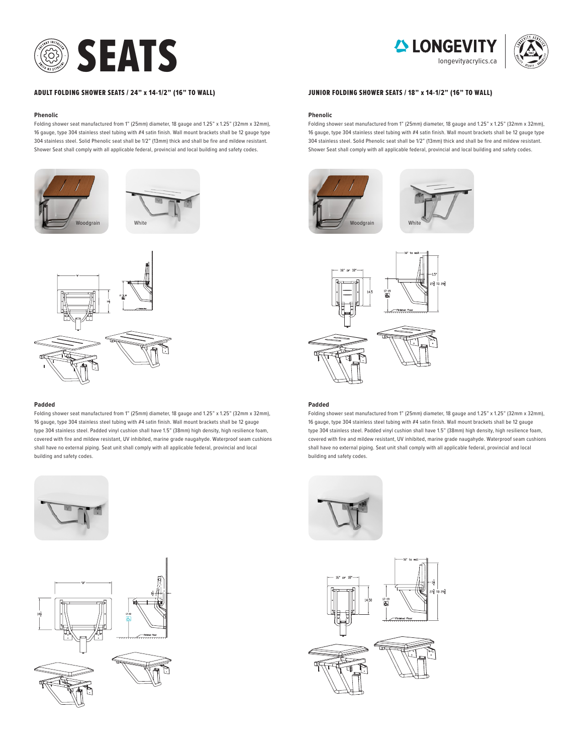# SEATS

LONGEVITY
longevityacrylics.ca

## ADULT FOLDING SHOWER SEATS / 24" x 14-1/2" (16" TO WALL)

### Phenolic

Folding shower seat manufactured from 1" (25mm) diameter, 18 gauge and 1.25" x 1.25" (32mm x 32mm), 16 gauge, type 304 stainless steel tubing with #4 satin finish. Wall mount brackets shall be 12 gauge type 304 stainless steel. Solid Phenolic seat shall be 1/2" (13mm) thick and shall be fire and mildew resistant. Shower Seat shall comply with all applicable federal, provincial and local building and safety codes.

Woodgrain

White

### Padded

Folding shower seat manufactured from 1" (25mm) diameter, 18 gauge and 1.25" x 1.25" (32mm x 32mm), 16 gauge, type 304 stainless steel tubing with #4 satin finish. Wall mount brackets shall be 12 gauge type 304 stainless steel. Padded vinyl cushion shall have 1.5" (38mm) high density, high resilience foam, covered with fire and mildew resistant, UV inhibited, marine grade naugahyde. Waterproof seam cushions shall have no external piping. Seat unit shall comply with all applicable federal, provincial and local building and safety codes.

## JUNIOR FOLDING SHOWER SEATS / 18" x 14-1/2" (16" TO WALL)

### Phenolic

Folding shower seat manufactured from 1" (25mm) diameter, 18 gauge and 1.25" x 1.25" (32mm x 32mm), 16 gauge, type 304 stainless steel tubing with #4 satin finish. Wall mount brackets shall be 12 gauge type 304 stainless steel. Solid Phenolic seat shall be 1/2" (13mm) thick and shall be fire and mildew resistant. Shower Seat shall comply with all applicable federal, provincial and local building and safety codes.

Woodgrain

White

### Padded

Folding shower seat manufactured from 1" (25mm) diameter, 18 gauge and 1.25" x 1.25" (32mm x 32mm), 16 gauge, type 304 stainless steel tubing with #4 satin finish. Wall mount brackets shall be 12 gauge type 304 stainless steel. Padded vinyl cushion shall have 1.5" (38mm) high density, high resilience foam, covered with fire and mildew resistant, UV inhibited, marine grade naugahyde. Waterproof seam cushions shall have no external piping. Seat unit shall comply with all applicable federal, provincial and local building and safety codes.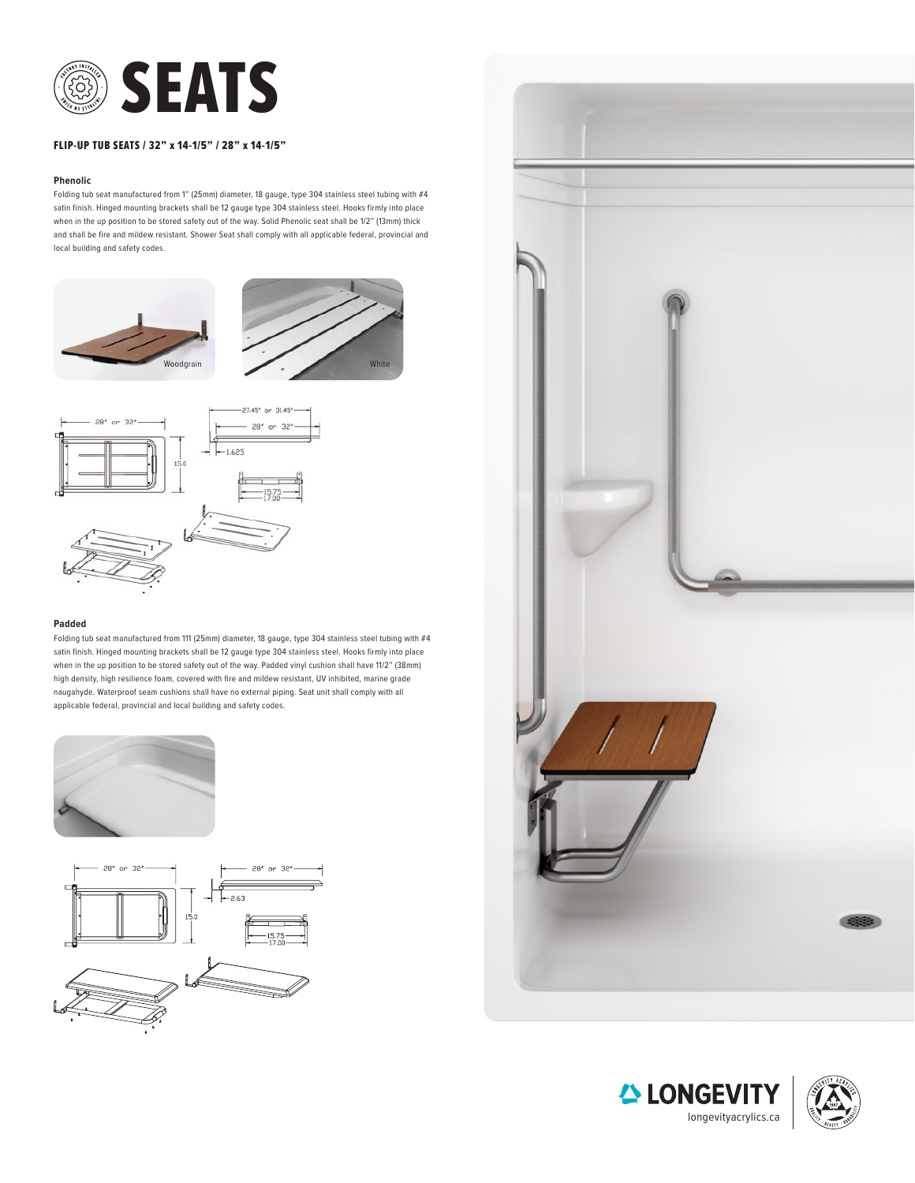# SEATS

### FLIP-UP TUB SEATS / 32" x 14-1/5" / 28" x 14-1/5"

#### Phenolic

Folding tub seat manufactured from 1" (25mm) diameter, 18 gauge, type 304 stainless steel tubing with #4 satin finish. Hinged mounting brackets shall be 12 gauge type 304 stainless steel. Hooks firmly into place when in the up position to be stored safety out of the way. Solid Phenolic seat shall be 1/2" (13mm) thick and shall be fire and mildew resistant. Shower Seat shall comply with all applicable federal, provincial and local building and safety codes.

Woodgrain

White

28" or 32"

15.0

27.45" or 31.45"

28" or 32"

1.625

15.75

17.00

#### Padded

Folding tub seat manufactured from 111 (25mm) diameter, 18 gauge, type 304 stainless steel tubing with #4 satin finish. Hinged mounting brackets shall be 12 gauge type 304 stainless steel. Hooks firmly into place when in the up position to be stored safety out of the way. Padded vinyl cushion shall have 11/2" (38mm) high density, high resilience foam, covered with fire and mildew resistant, UV inhibited, marine grade naugahyde. Waterproof seam cushions shall have no external piping. Seat unit shall comply with all applicable federal, provincial and local building and safety codes.

28" or 32"

15.0

28" or 32"

2.63

15.75

17.00

LONGEVITY

longevityacrylics.ca